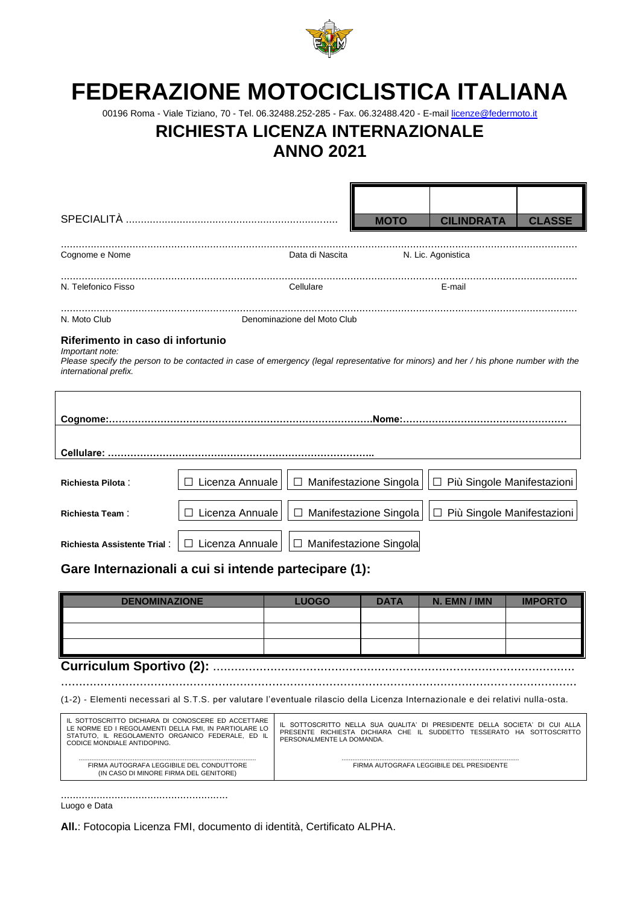# FEDERAZIONE MOTOCICLISTICA ITALIANA

00196 Roma - Viale Tiziano, 70 - Tel. 06.32488.252-285 - Fax. 06.32488.420 - E-mail licenze@federmoto.it

## RICHIESTA LICENZA INTERNAZIONALE
## ANNO 2021

SPECIALITÀ ......................................................................

| | | |
|---|---|---|
| | | |
| **MOTO** | **CILINDRATA** | **CLASSE** |

.......................................................................................................................................................................
Cognome e Nome　　　　　Data di Nascita　　　　　N. Lic. Agonistica

.......................................................................................................................................................................
N. Telefonico Fisso　　　　　Cellulare　　　　　E-mail

.......................................................................................................................................................................
N. Moto Club　　　　　Denominazione del Moto Club

### Riferimento in caso di infortunio

*Important note:*
*Please specify the person to be contacted in case of emergency (legal representative for minors) and her / his phone number with the international prefix.*

**Cognome:..................................................................................Nome:....................................................**

**Cellulare: ..................................................................................**

**Richiesta Pilota** : ☐ Licenza Annuale　☐ Manifestazione Singola　☐ Più Singole Manifestazioni

**Richiesta Team** : ☐ Licenza Annuale　☐ Manifestazione Singola　☐ Più Singole Manifestazioni

**Richiesta Assistente Trial** : ☐ Licenza Annuale　☐ Manifestazione Singola

### Gare Internazionali a cui si intende partecipare (1):

| DENOMINAZIONE | LUOGO | DATA | N. EMN / IMN | IMPORTO |
|---|---|---|---|---|
| | | | | |
| | | | | |
| | | | | |

### Curriculum Sportivo (2): ........................................................................................................

.......................................................................................................................................................................

(1-2) - Elementi necessari al S.T.S. per valutare l'eventuale rilascio della Licenza Internazionale e dei relativi nulla-osta.

| IL SOTTOSCRITTO DICHIARA DI CONOSCERE ED ACCETTARE LE NORME ED I REGOLAMENTI DELLA FMI, IN PARTIOLARE LO STATUTO, IL REGOLAMENTO ORGANICO FEDERALE, ED IL CODICE MONDIALE ANTIDOPING. | IL SOTTOSCRITTO NELLA SUA QUALITA' DI PRESIDENTE DELLA SOCIETA' DI CUI ALLA PRESENTE RICHIESTA DICHIARA CHE IL SUDDETTO TESSERATO HA SOTTOSCRITTO PERSONALMENTE LA DOMANDA. |
|---|---|
| ........................................................................................ FIRMA AUTOGRAFA LEGGIBILE DEL CONDUTTORE (IN CASO DI MINORE FIRMA DEL GENITORE) | ........................................................................................ FIRMA AUTOGRAFA LEGGIBILE DEL PRESIDENTE |

.......................................................
Luogo e Data

**All.**: Fotocopia Licenza FMI, documento di identità, Certificato ALPHA.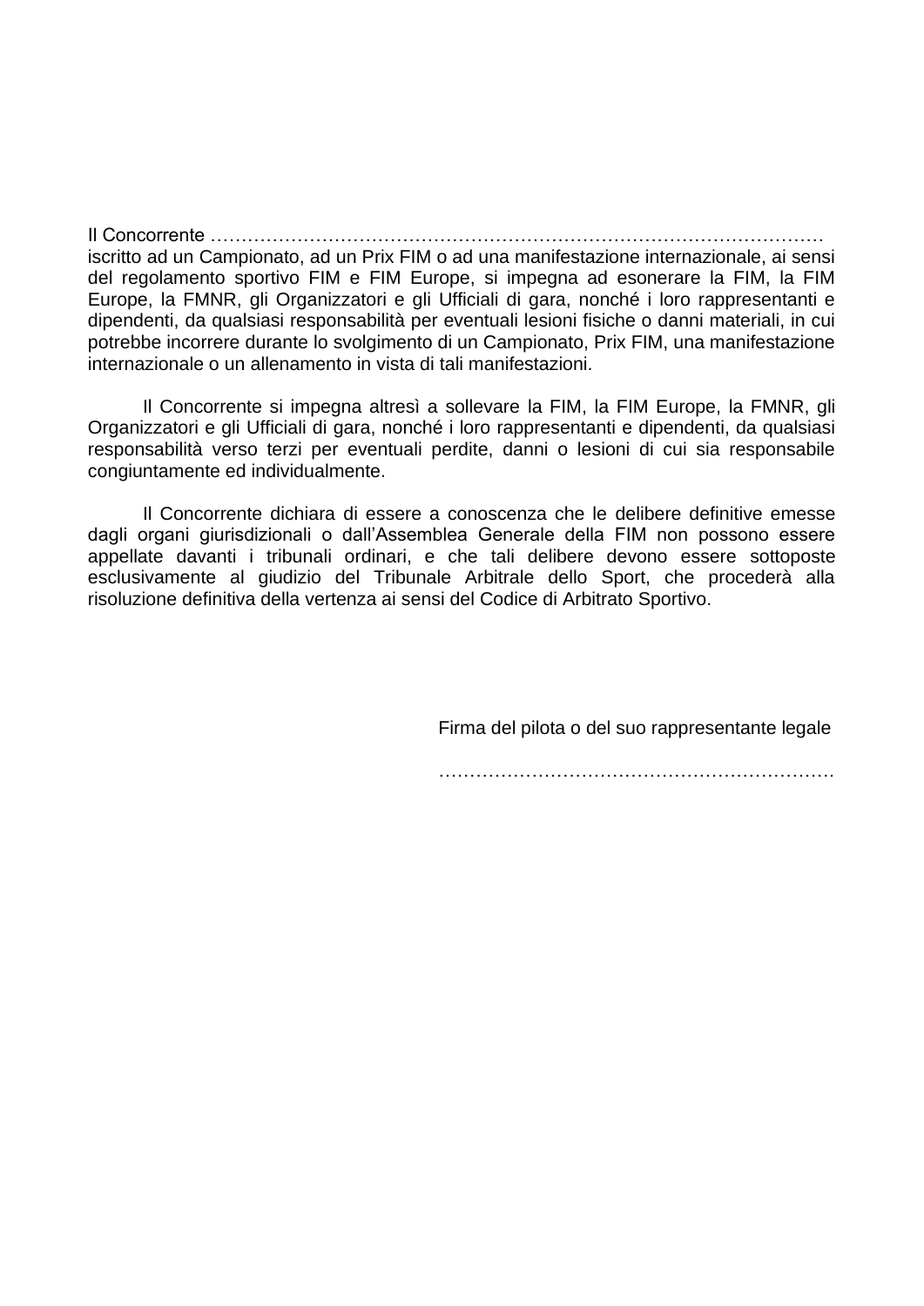Il Concorrente ………………………………………………………………………………………
iscritto ad un Campionato, ad un Prix FIM o ad una manifestazione internazionale, ai sensi del regolamento sportivo FIM e FIM Europe, si impegna ad esonerare la FIM, la FIM Europe, la FMNR, gli Organizzatori e gli Ufficiali di gara, nonché i loro rappresentanti e dipendenti, da qualsiasi responsabilità per eventuali lesioni fisiche o danni materiali, in cui potrebbe incorrere durante lo svolgimento di un Campionato, Prix FIM, una manifestazione internazionale o un allenamento in vista di tali manifestazioni.

Il Concorrente si impegna altresì a sollevare la FIM, la FIM Europe, la FMNR, gli Organizzatori e gli Ufficiali di gara, nonché i loro rappresentanti e dipendenti, da qualsiasi responsabilità verso terzi per eventuali perdite, danni o lesioni di cui sia responsabile congiuntamente ed individualmente.

Il Concorrente dichiara di essere a conoscenza che le delibere definitive emesse dagli organi giurisdizionali o dall'Assemblea Generale della FIM non possono essere appellate davanti i tribunali ordinari, e che tali delibere devono essere sottoposte esclusivamente al giudizio del Tribunale Arbitrale dello Sport, che procederà alla risoluzione definitiva della vertenza ai sensi del Codice di Arbitrato Sportivo.

Firma del pilota o del suo rappresentante legale

……………………………………………………….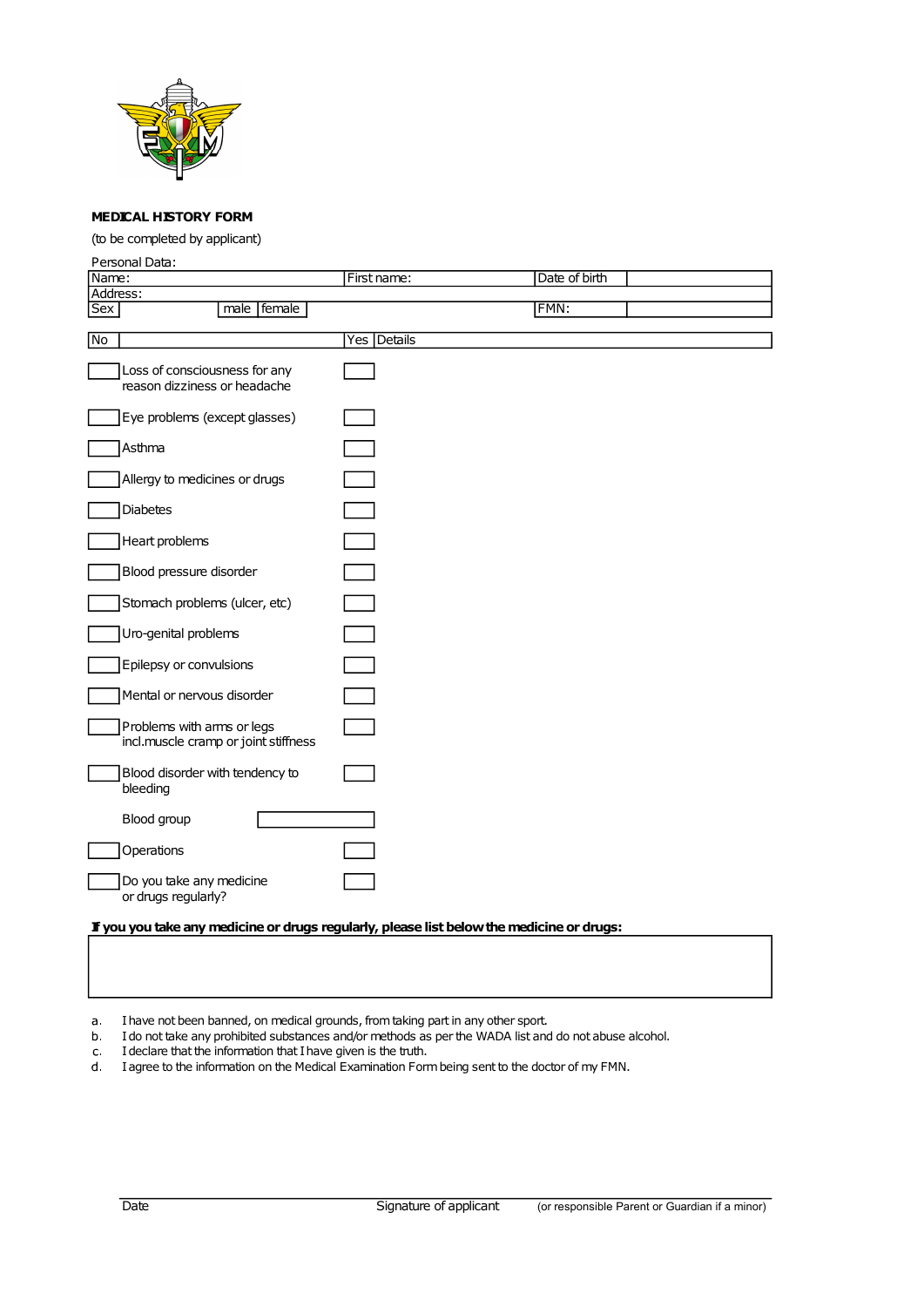**MEDICAL HISTORY FORM**

(to be completed by applicant)

Personal Data:

| Name: | First name: | Date of birth | |
|---|---|---|---|
| Address: | | | |
| Sex &nbsp;&nbsp; male &nbsp; female | | FMN: | |

| No | | Yes | Details |
|---|---|---|---|
| ☐ | Loss of consciousness for any reason dizziness or headache | ☐ | |
| ☐ | Eye problems (except glasses) | ☐ | |
| ☐ | Asthma | ☐ | |
| ☐ | Allergy to medicines or drugs | ☐ | |
| ☐ | Diabetes | ☐ | |
| ☐ | Heart problems | ☐ | |
| ☐ | Blood pressure disorder | ☐ | |
| ☐ | Stomach problems (ulcer, etc) | ☐ | |
| ☐ | Uro-genital problems | ☐ | |
| ☐ | Epilepsy or convulsions | ☐ | |
| ☐ | Mental or nervous disorder | ☐ | |
| ☐ | Problems with arms or legs incl.muscle cramp or joint stiffness | ☐ | |
| ☐ | Blood disorder with tendency to bleeding | ☐ | |
| | Blood group | ☐ | |
| ☐ | Operations | ☐ | |
| ☐ | Do you take any medicine or drugs regularly? | ☐ | |

**If you you take any medicine or drugs regularly, please list below the medicine or drugs:**

| |
|---|
| |

a. I have not been banned, on medical grounds, from taking part in any other sport.
b. I do not take any prohibited substances and/or methods as per the WADA list and do not abuse alcohol.
c. I declare that the information that I have given is the truth.
d. I agree to the information on the Medical Examination Form being sent to the doctor of my FMN.

Date &nbsp;&nbsp;&nbsp;&nbsp;&nbsp;&nbsp;&nbsp;&nbsp; Signature of applicant &nbsp;&nbsp;&nbsp; (or responsible Parent or Guardian if a minor)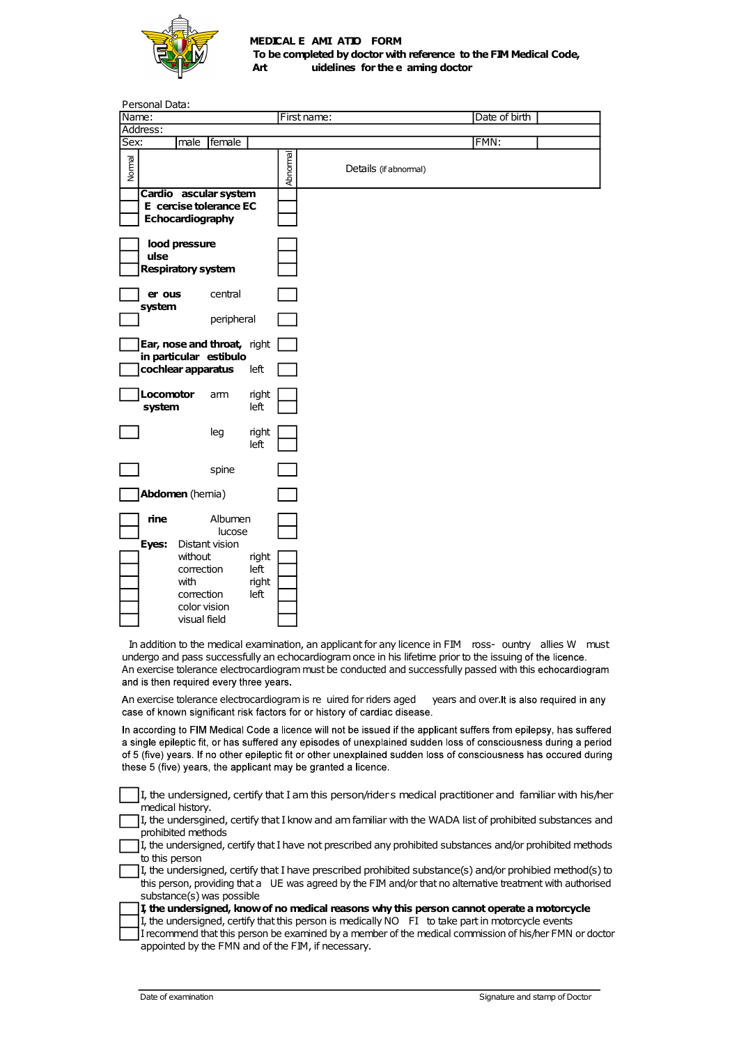**MEDICAL E AMI ATIO FORM**
**To be completed by doctor with reference to the FIM Medical Code, Art uidelines for the e aming doctor**

Personal Data:

| Name: | | First name: | Date of birth | |
|---|---|---|---|---|
| Address: | | | | |
| Sex: | male \| female | | FMN: | |

| Normal | | | Abnormal | Details (if abnormal) |
|---|---|---|---|---|
| ☐ | **Cardio ascular system** | | ☐ | |
| ☐ | **E cercise tolerance EC** | | ☐ | |
| ☐ | **Echocardiography** | | ☐ | |
| ☐ | **lood pressure** | | ☐ | |
| ☐ | **ulse** | | ☐ | |
| ☐ | **Respiratory system** | | ☐ | |
| ☐ | **er ous system** | central | ☐ | |
| ☐ | | peripheral | ☐ | |
| ☐ | **Ear, nose and throat, in particular estibulo cochlear apparatus** | right | ☐ | |
| ☐ | | left | ☐ | |
| ☐ | **Locomotor system** | arm right | ☐ | |
| | | left | ☐ | |
| ☐ | | leg right | ☐ | |
| | | left | ☐ | |
| ☐ | | spine | ☐ | |
| ☐ | **Abdomen** (hernia) | | ☐ | |
| ☐ | **rine** | Albumen | ☐ | |
| ☐ | | lucose | ☐ | |
| | **Eyes:** Distant vision | | | |
| ☐ | without correction | right | ☐ | |
| ☐ | | left | ☐ | |
| ☐ | with correction | right | ☐ | |
| ☐ | | left | ☐ | |
| ☐ | color vision | | ☐ | |
| ☐ | visual field | | ☐ | |

In addition to the medical examination, an applicant for any licence in FIM ross- ountry allies W must undergo and pass successfully an echocardiogram once in his lifetime prior to the issuing of the licence. An exercise tolerance electrocardiogram must be conducted and successfully passed with this echocardiogram and is then required every three years.

An exercise tolerance electrocardiogram is re uired for riders aged years and over.It is also required in any case of known significant risk factors for or history of cardiac disease.

In according to FIM Medical Code a licence will not be issued if the applicant suffers from epilepsy, has suffered a single epileptic fit, or has suffered any episodes of unexplained sudden loss of consciousness during a period of 5 (five) years. If no other epileptic fit or other unexplained sudden loss of consciousness has occured during these 5 (five) years, the applicant may be granted a licence.

☐ I, the undersigned, certify that I am this person/rider s medical practitioner and familiar with his/her medical history.

☐ I, the undersgined, certify that I know and am familiar with the WADA list of prohibited substances and prohibited methods

☐ I, the undersigned, certify that I have not prescribed any prohibited substances and/or prohibited methods to this person

☐ I, the undersigned, certify that I have prescribed prohibited substance(s) and/or prohibied method(s) to this person, providing that a UE was agreed by the FIM and/or that no alternative treatment with authorised substance(s) was possible

☐ **I, the undersigned, know of no medical reasons why this person cannot operate a motorcycle**

☐ I, the undersigned, certify that this person is medically NO FI to take part in motorcycle events

☐ I recommend that this person be examined by a member of the medical commission of his/her FMN or doctor appointed by the FMN and of the FIM, if necessary.

Date of examination                                                                 Signature and stamp of Doctor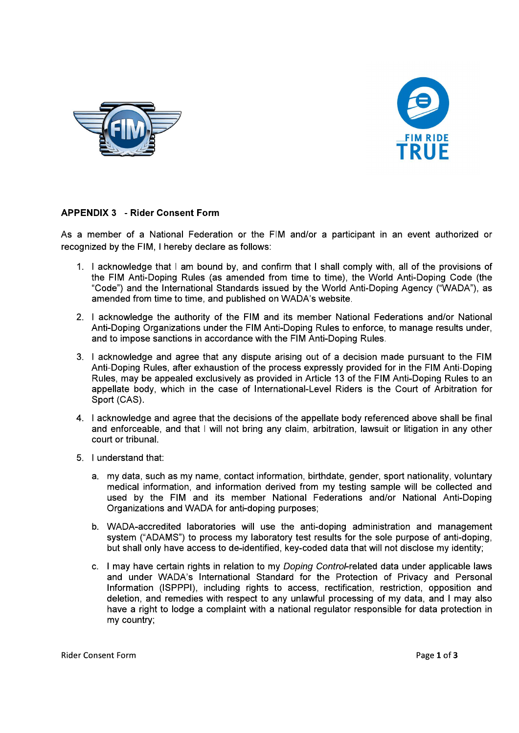## APPENDIX 3 - Rider Consent Form

As a member of a National Federation or the FIM and/or a participant in an event authorized or recognized by the FIM, I hereby declare as follows:

1. I acknowledge that I am bound by, and confirm that I shall comply with, all of the provisions of the FIM Anti-Doping Rules (as amended from time to time), the World Anti-Doping Code (the "Code") and the International Standards issued by the World Anti-Doping Agency ("WADA"), as amended from time to time, and published on WADA's website.

2. I acknowledge the authority of the FIM and its member National Federations and/or National Anti-Doping Organizations under the FIM Anti-Doping Rules to enforce, to manage results under, and to impose sanctions in accordance with the FIM Anti-Doping Rules.

3. I acknowledge and agree that any dispute arising out of a decision made pursuant to the FIM Anti-Doping Rules, after exhaustion of the process expressly provided for in the FIM Anti-Doping Rules, may be appealed exclusively as provided in Article 13 of the FIM Anti-Doping Rules to an appellate body, which in the case of International-Level Riders is the Court of Arbitration for Sport (CAS).

4. I acknowledge and agree that the decisions of the appellate body referenced above shall be final and enforceable, and that I will not bring any claim, arbitration, lawsuit or litigation in any other court or tribunal.

5. I understand that:

   a. my data, such as my name, contact information, birthdate, gender, sport nationality, voluntary medical information, and information derived from my testing sample will be collected and used by the FIM and its member National Federations and/or National Anti-Doping Organizations and WADA for anti-doping purposes;

   b. WADA-accredited laboratories will use the anti-doping administration and management system ("ADAMS") to process my laboratory test results for the sole purpose of anti-doping, but shall only have access to de-identified, key-coded data that will not disclose my identity;

   c. I may have certain rights in relation to my *Doping Control*-related data under applicable laws and under WADA's International Standard for the Protection of Privacy and Personal Information (ISPPPI), including rights to access, rectification, restriction, opposition and deletion, and remedies with respect to any unlawful processing of my data, and I may also have a right to lodge a complaint with a national regulator responsible for data protection in my country;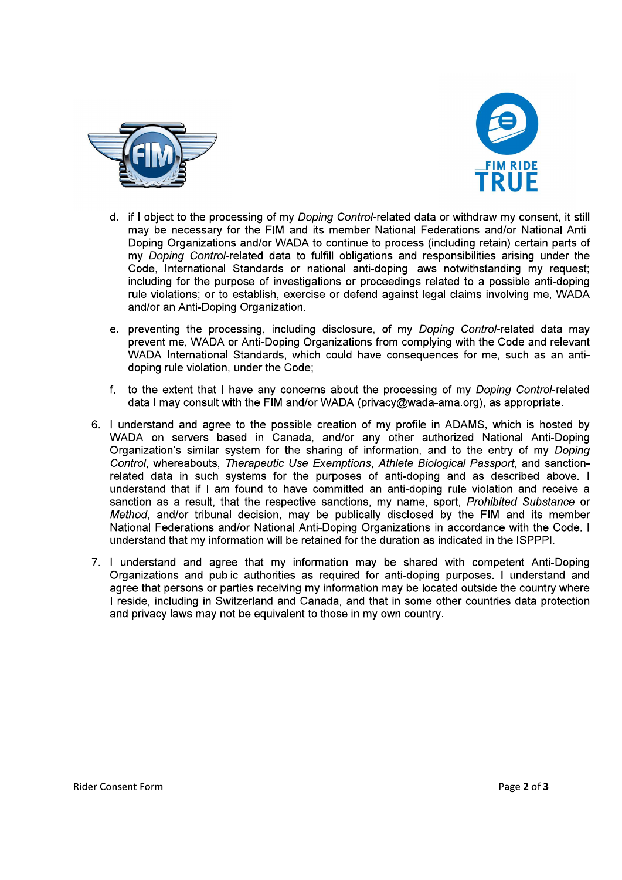d. if I object to the processing of my *Doping Control*-related data or withdraw my consent, it still may be necessary for the FIM and its member National Federations and/or National Anti-Doping Organizations and/or WADA to continue to process (including retain) certain parts of my *Doping Control*-related data to fulfill obligations and responsibilities arising under the Code, International Standards or national anti-doping laws notwithstanding my request; including for the purpose of investigations or proceedings related to a possible anti-doping rule violations; or to establish, exercise or defend against legal claims involving me, WADA and/or an Anti-Doping Organization.

e. preventing the processing, including disclosure, of my *Doping Control*-related data may prevent me, WADA or Anti-Doping Organizations from complying with the Code and relevant WADA International Standards, which could have consequences for me, such as an anti-doping rule violation, under the Code;

f. to the extent that I have any concerns about the processing of my *Doping Control*-related data I may consult with the FIM and/or WADA (privacy@wada-ama.org), as appropriate.

6. I understand and agree to the possible creation of my profile in ADAMS, which is hosted by WADA on servers based in Canada, and/or any other authorized National Anti-Doping Organization's similar system for the sharing of information, and to the entry of my *Doping Control*, whereabouts, *Therapeutic Use Exemptions*, *Athlete Biological Passport*, and sanction-related data in such systems for the purposes of anti-doping and as described above. I understand that if I am found to have committed an anti-doping rule violation and receive a sanction as a result, that the respective sanctions, my name, sport, *Prohibited Substance* or *Method*, and/or tribunal decision, may be publically disclosed by the FIM and its member National Federations and/or National Anti-Doping Organizations in accordance with the Code. I understand that my information will be retained for the duration as indicated in the ISPPPI.

7. I understand and agree that my information may be shared with competent Anti-Doping Organizations and public authorities as required for anti-doping purposes. I understand and agree that persons or parties receiving my information may be located outside the country where I reside, including in Switzerland and Canada, and that in some other countries data protection and privacy laws may not be equivalent to those in my own country.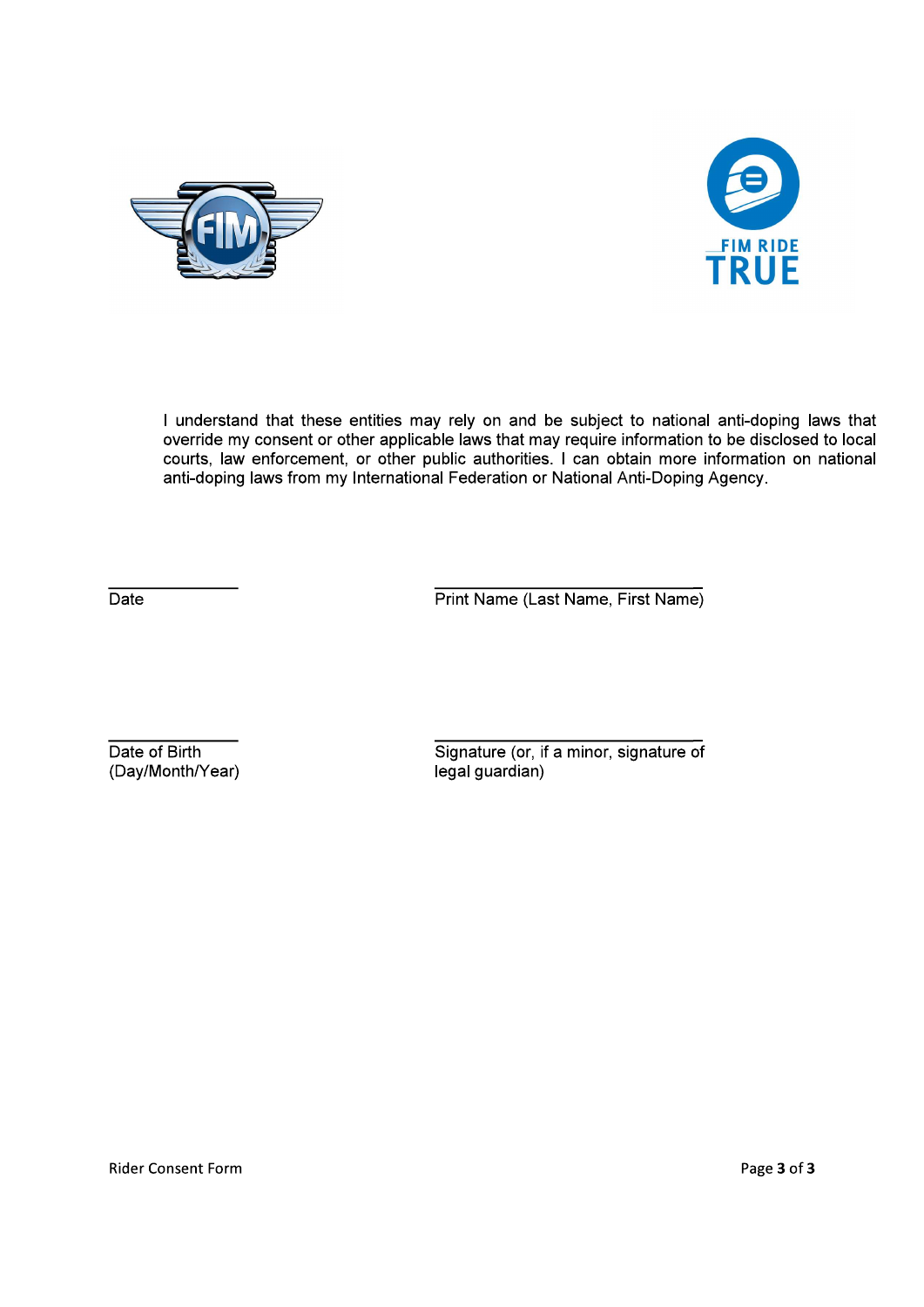I understand that these entities may rely on and be subject to national anti-doping laws that override my consent or other applicable laws that may require information to be disclosed to local courts, law enforcement, or other public authorities. I can obtain more information on national anti-doping laws from my International Federation or National Anti-Doping Agency.

| | |
|---|---|
| ______________ | ______________________________ |
| Date | Print Name (Last Name, First Name) |
| ______________ | ______________________________ |
| Date of Birth (Day/Month/Year) | Signature (or, if a minor, signature of legal guardian) |